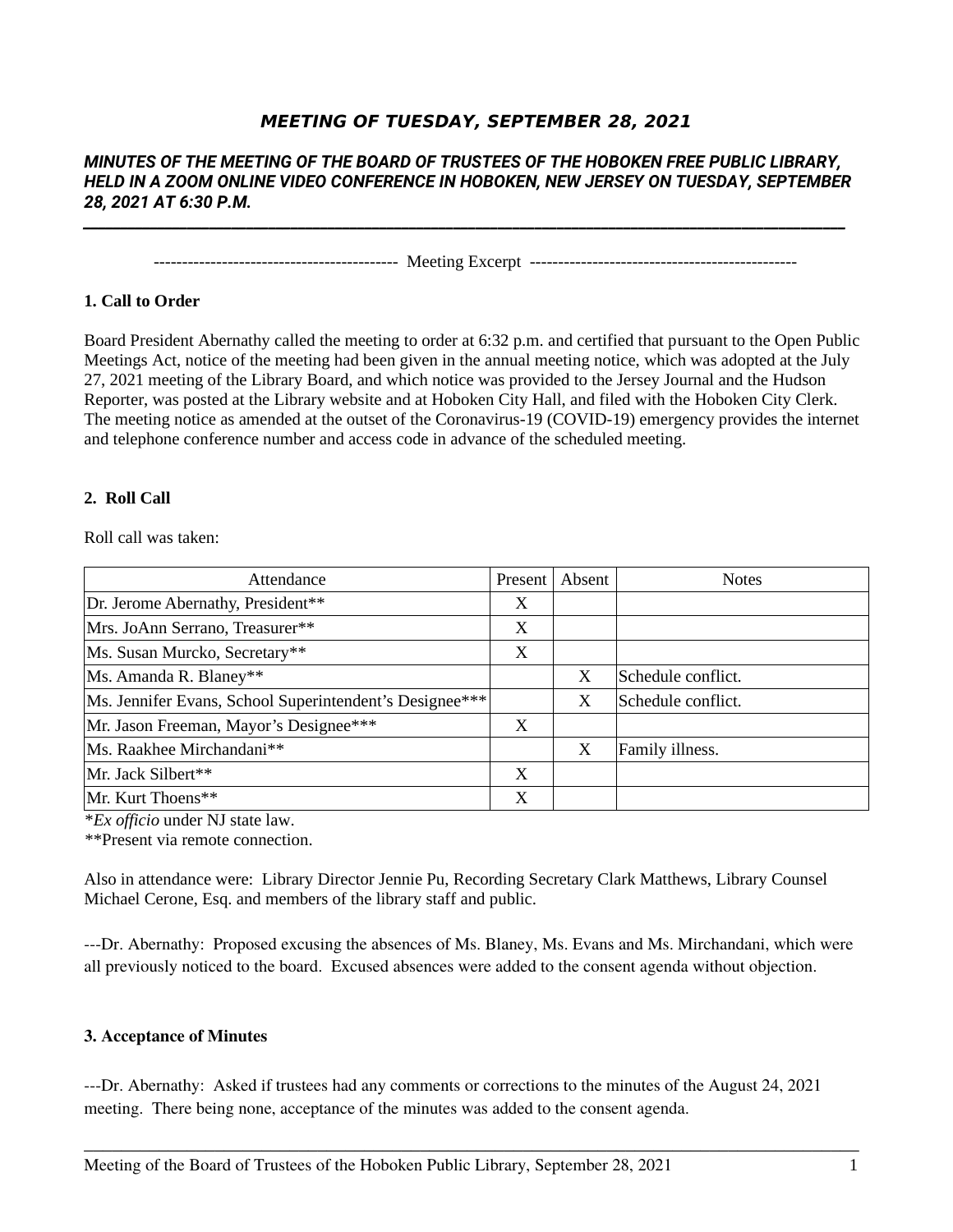# *MEETING OF TUESDAY, SEPTEMBER 28, 2021*

***MINUTES OF THE MEETING OF THE BOARD OF TRUSTEES OF THE HOBOKEN FREE PUBLIC LIBRARY, HELD IN A ZOOM ONLINE VIDEO CONFERENCE IN HOBOKEN, NEW JERSEY ON TUESDAY, SEPTEMBER 28, 2021 AT 6:30 P.M.***

------------------------------------------ Meeting Excerpt ----------------------------------------------

### 1. Call to Order

Board President Abernathy called the meeting to order at 6:32 p.m. and certified that pursuant to the Open Public Meetings Act, notice of the meeting had been given in the annual meeting notice, which was adopted at the July 27, 2021 meeting of the Library Board, and which notice was provided to the Jersey Journal and the Hudson Reporter, was posted at the Library website and at Hoboken City Hall, and filed with the Hoboken City Clerk. The meeting notice as amended at the outset of the Coronavirus-19 (COVID-19) emergency provides the internet and telephone conference number and access code in advance of the scheduled meeting.

### 2. Roll Call

Roll call was taken:

| Attendance | Present | Absent | Notes |
|---|---|---|---|
| Dr. Jerome Abernathy, President** | X | | |
| Mrs. JoAnn Serrano, Treasurer** | X | | |
| Ms. Susan Murcko, Secretary** | X | | |
| Ms. Amanda R. Blaney** | | X | Schedule conflict. |
| Ms. Jennifer Evans, School Superintendent's Designee*** | | X | Schedule conflict. |
| Mr. Jason Freeman, Mayor's Designee*** | X | | |
| Ms. Raakhee Mirchandani** | | X | Family illness. |
| Mr. Jack Silbert** | X | | |
| Mr. Kurt Thoens** | X | | |

**Ex officio* under NJ state law.
**Present via remote connection.

Also in attendance were: Library Director Jennie Pu, Recording Secretary Clark Matthews, Library Counsel Michael Cerone, Esq. and members of the library staff and public.

---Dr. Abernathy: Proposed excusing the absences of Ms. Blaney, Ms. Evans and Ms. Mirchandani, which were all previously noticed to the board. Excused absences were added to the consent agenda without objection.

### 3. Acceptance of Minutes

---Dr. Abernathy: Asked if trustees had any comments or corrections to the minutes of the August 24, 2021 meeting. There being none, acceptance of the minutes was added to the consent agenda.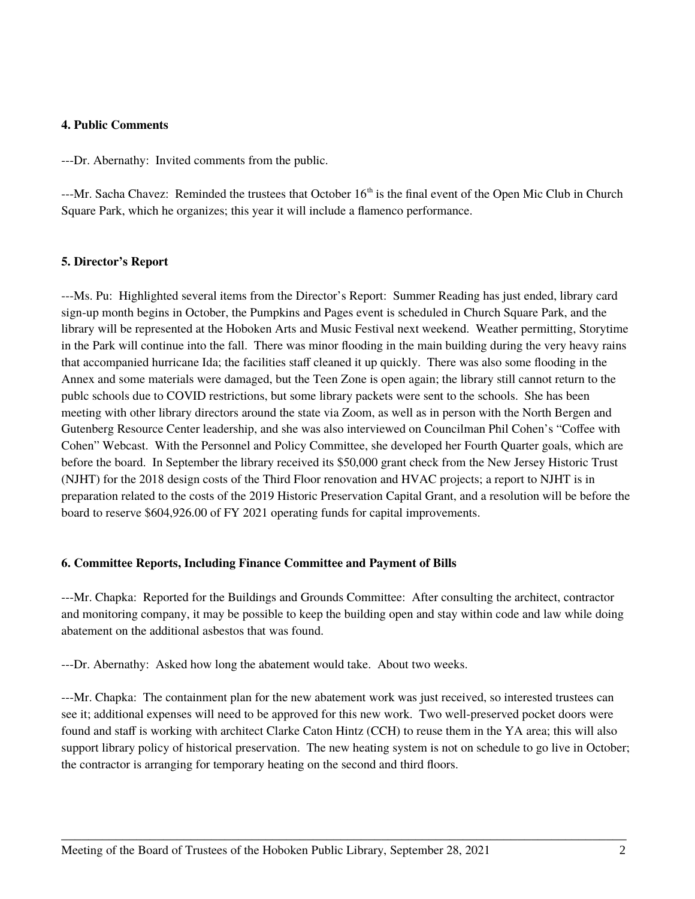**4. Public Comments**

---Dr. Abernathy: Invited comments from the public.

---Mr. Sacha Chavez: Reminded the trustees that October 16th is the final event of the Open Mic Club in Church Square Park, which he organizes; this year it will include a flamenco performance.

**5. Director's Report**

---Ms. Pu: Highlighted several items from the Director's Report: Summer Reading has just ended, library card sign-up month begins in October, the Pumpkins and Pages event is scheduled in Church Square Park, and the library will be represented at the Hoboken Arts and Music Festival next weekend. Weather permitting, Storytime in the Park will continue into the fall. There was minor flooding in the main building during the very heavy rains that accompanied hurricane Ida; the facilities staff cleaned it up quickly. There was also some flooding in the Annex and some materials were damaged, but the Teen Zone is open again; the library still cannot return to the publc schools due to COVID restrictions, but some library packets were sent to the schools. She has been meeting with other library directors around the state via Zoom, as well as in person with the North Bergen and Gutenberg Resource Center leadership, and she was also interviewed on Councilman Phil Cohen's "Coffee with Cohen" Webcast. With the Personnel and Policy Committee, she developed her Fourth Quarter goals, which are before the board. In September the library received its $50,000 grant check from the New Jersey Historic Trust (NJHT) for the 2018 design costs of the Third Floor renovation and HVAC projects; a report to NJHT is in preparation related to the costs of the 2019 Historic Preservation Capital Grant, and a resolution will be before the board to reserve $604,926.00 of FY 2021 operating funds for capital improvements.

**6. Committee Reports, Including Finance Committee and Payment of Bills**

---Mr. Chapka: Reported for the Buildings and Grounds Committee: After consulting the architect, contractor and monitoring company, it may be possible to keep the building open and stay within code and law while doing abatement on the additional asbestos that was found.

---Dr. Abernathy: Asked how long the abatement would take. About two weeks.

---Mr. Chapka: The containment plan for the new abatement work was just received, so interested trustees can see it; additional expenses will need to be approved for this new work. Two well-preserved pocket doors were found and staff is working with architect Clarke Caton Hintz (CCH) to reuse them in the YA area; this will also support library policy of historical preservation. The new heating system is not on schedule to go live in October; the contractor is arranging for temporary heating on the second and third floors.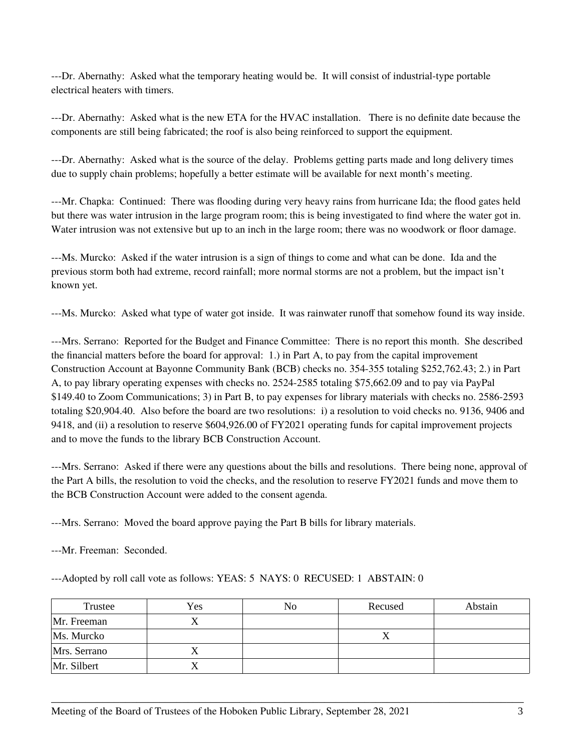---Dr. Abernathy: Asked what the temporary heating would be. It will consist of industrial-type portable electrical heaters with timers.

---Dr. Abernathy: Asked what is the new ETA for the HVAC installation. There is no definite date because the components are still being fabricated; the roof is also being reinforced to support the equipment.

---Dr. Abernathy: Asked what is the source of the delay. Problems getting parts made and long delivery times due to supply chain problems; hopefully a better estimate will be available for next month's meeting.

---Mr. Chapka: Continued: There was flooding during very heavy rains from hurricane Ida; the flood gates held but there was water intrusion in the large program room; this is being investigated to find where the water got in. Water intrusion was not extensive but up to an inch in the large room; there was no woodwork or floor damage.

---Ms. Murcko: Asked if the water intrusion is a sign of things to come and what can be done. Ida and the previous storm both had extreme, record rainfall; more normal storms are not a problem, but the impact isn't known yet.

---Ms. Murcko: Asked what type of water got inside. It was rainwater runoff that somehow found its way inside.

---Mrs. Serrano: Reported for the Budget and Finance Committee: There is no report this month. She described the financial matters before the board for approval: 1.) in Part A, to pay from the capital improvement Construction Account at Bayonne Community Bank (BCB) checks no. 354-355 totaling $252,762.43; 2.) in Part A, to pay library operating expenses with checks no. 2524-2585 totaling $75,662.09 and to pay via PayPal $149.40 to Zoom Communications; 3) in Part B, to pay expenses for library materials with checks no. 2586-2593 totaling $20,904.40. Also before the board are two resolutions: i) a resolution to void checks no. 9136, 9406 and 9418, and (ii) a resolution to reserve $604,926.00 of FY2021 operating funds for capital improvement projects and to move the funds to the library BCB Construction Account.

---Mrs. Serrano: Asked if there were any questions about the bills and resolutions. There being none, approval of the Part A bills, the resolution to void the checks, and the resolution to reserve FY2021 funds and move them to the BCB Construction Account were added to the consent agenda.

---Mrs. Serrano: Moved the board approve paying the Part B bills for library materials.

---Mr. Freeman: Seconded.

---Adopted by roll call vote as follows: YEAS: 5 NAYS: 0 RECUSED: 1 ABSTAIN: 0

| Trustee | Yes | No | Recused | Abstain |
|---|---|---|---|---|
| Mr. Freeman | X | | | |
| Ms. Murcko | | | X | |
| Mrs. Serrano | X | | | |
| Mr. Silbert | X | | | |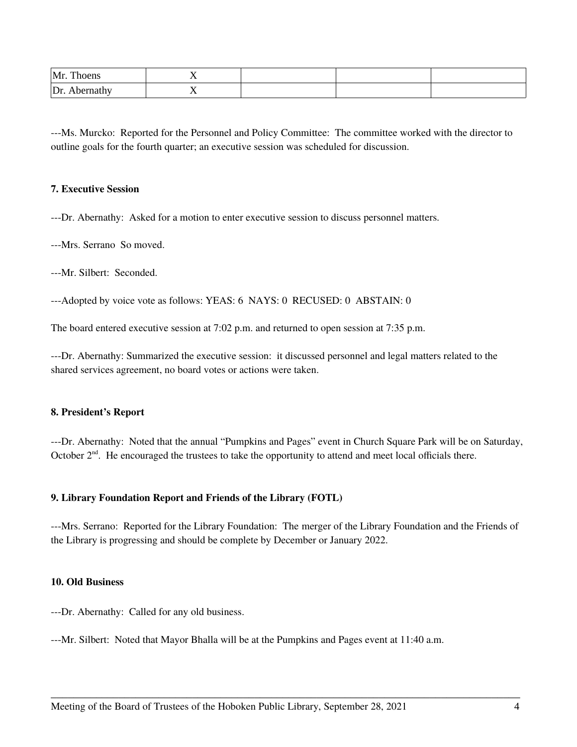| Mr. Thoens | X | | | |
|---|---|---|---|---|
| Dr. Abernathy | X | | | |

---Ms. Murcko: Reported for the Personnel and Policy Committee: The committee worked with the director to outline goals for the fourth quarter; an executive session was scheduled for discussion.

**7. Executive Session**

---Dr. Abernathy: Asked for a motion to enter executive session to discuss personnel matters.

---Mrs. Serrano So moved.

---Mr. Silbert: Seconded.

---Adopted by voice vote as follows: YEAS: 6 NAYS: 0 RECUSED: 0 ABSTAIN: 0

The board entered executive session at 7:02 p.m. and returned to open session at 7:35 p.m.

---Dr. Abernathy: Summarized the executive session: it discussed personnel and legal matters related to the shared services agreement, no board votes or actions were taken.

**8. President's Report**

---Dr. Abernathy: Noted that the annual "Pumpkins and Pages" event in Church Square Park will be on Saturday, October 2nd. He encouraged the trustees to take the opportunity to attend and meet local officials there.

**9. Library Foundation Report and Friends of the Library (FOTL)**

---Mrs. Serrano: Reported for the Library Foundation: The merger of the Library Foundation and the Friends of the Library is progressing and should be complete by December or January 2022.

**10. Old Business**

---Dr. Abernathy: Called for any old business.

---Mr. Silbert: Noted that Mayor Bhalla will be at the Pumpkins and Pages event at 11:40 a.m.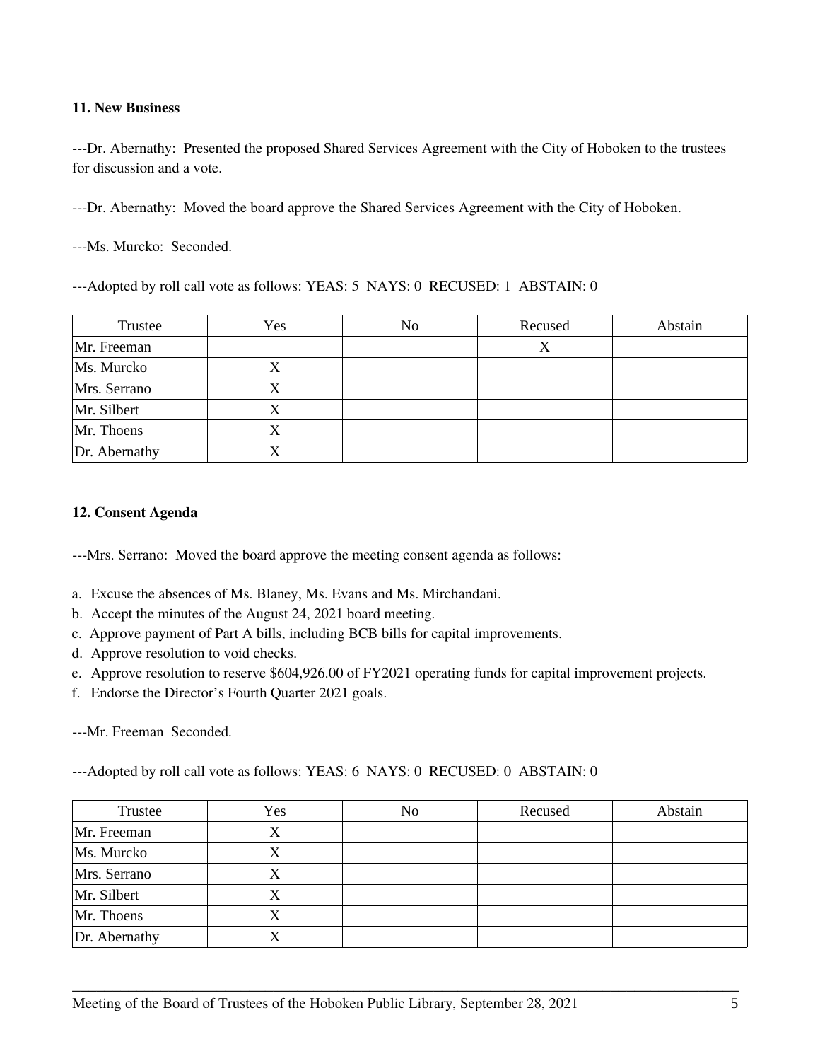**11. New Business**

---Dr. Abernathy: Presented the proposed Shared Services Agreement with the City of Hoboken to the trustees for discussion and a vote.

---Dr. Abernathy: Moved the board approve the Shared Services Agreement with the City of Hoboken.

---Ms. Murcko: Seconded.

---Adopted by roll call vote as follows: YEAS: 5 NAYS: 0 RECUSED: 1 ABSTAIN: 0

| Trustee | Yes | No | Recused | Abstain |
|---|---|---|---|---|
| Mr. Freeman | | | X | |
| Ms. Murcko | X | | | |
| Mrs. Serrano | X | | | |
| Mr. Silbert | X | | | |
| Mr. Thoens | X | | | |
| Dr. Abernathy | X | | | |

**12. Consent Agenda**

---Mrs. Serrano: Moved the board approve the meeting consent agenda as follows:

a. Excuse the absences of Ms. Blaney, Ms. Evans and Ms. Mirchandani.
b. Accept the minutes of the August 24, 2021 board meeting.
c. Approve payment of Part A bills, including BCB bills for capital improvements.
d. Approve resolution to void checks.
e. Approve resolution to reserve $604,926.00 of FY2021 operating funds for capital improvement projects.
f. Endorse the Director's Fourth Quarter 2021 goals.

---Mr. Freeman Seconded.

---Adopted by roll call vote as follows: YEAS: 6 NAYS: 0 RECUSED: 0 ABSTAIN: 0

| Trustee | Yes | No | Recused | Abstain |
|---|---|---|---|---|
| Mr. Freeman | X | | | |
| Ms. Murcko | X | | | |
| Mrs. Serrano | X | | | |
| Mr. Silbert | X | | | |
| Mr. Thoens | X | | | |
| Dr. Abernathy | X | | | |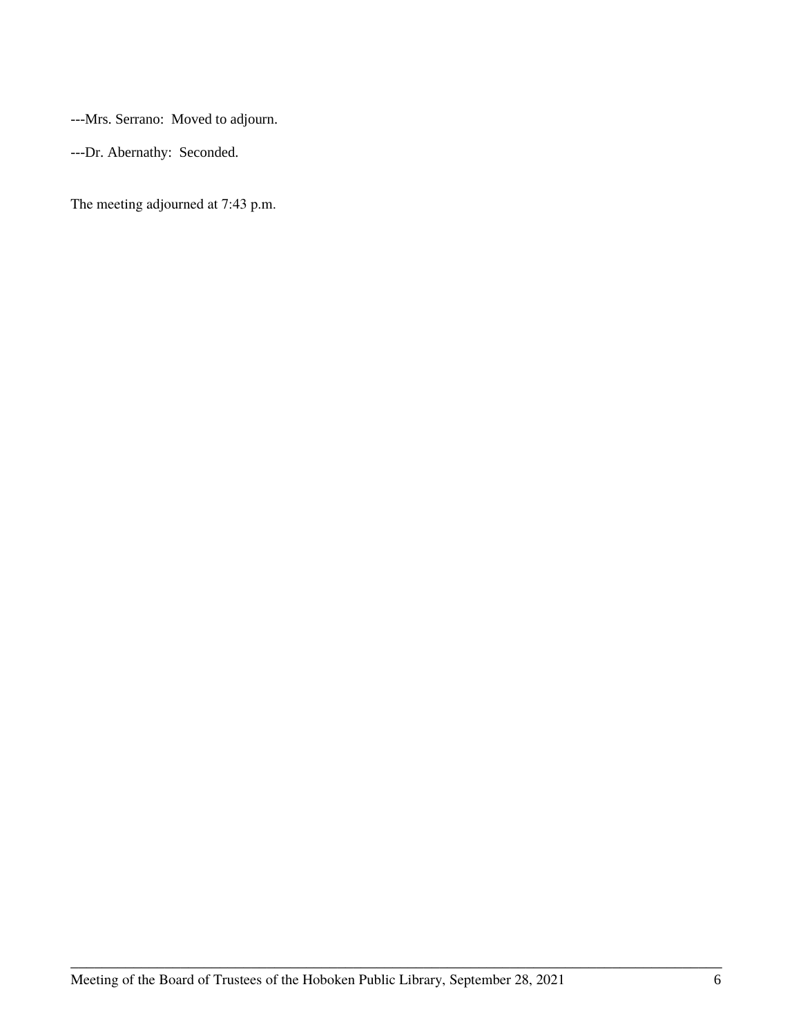---Mrs. Serrano: Moved to adjourn.

---Dr. Abernathy: Seconded.

The meeting adjourned at 7:43 p.m.